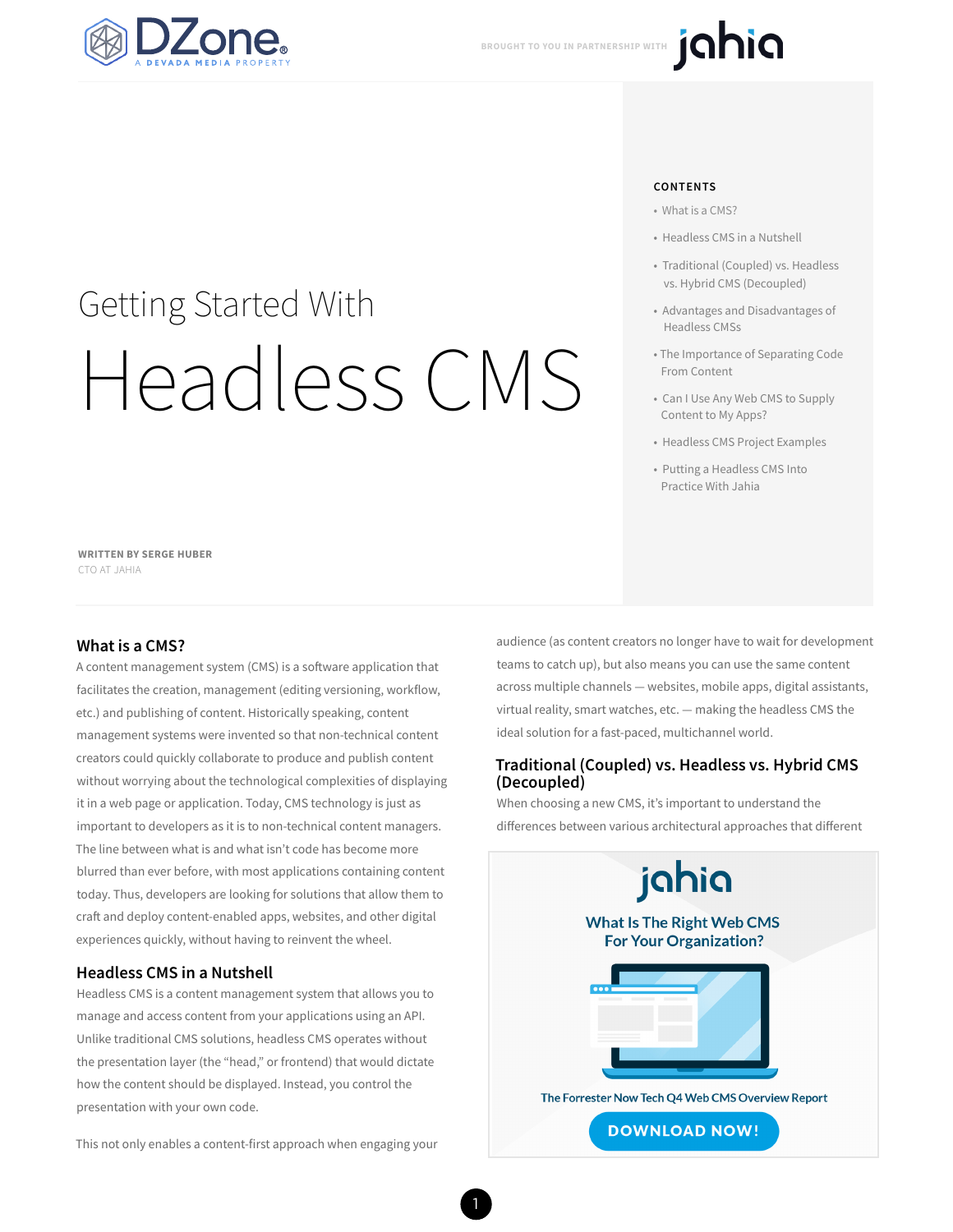DZone — A DEVADA MEDIA PROPERTY

BROUGHT TO YOU IN PARTNERSHIP WITH jahia

# Getting Started With Headless CMS

**CONTENTS**

- What is a CMS?
- Headless CMS in a Nutshell
- Traditional (Coupled) vs. Headless vs. Hybrid CMS (Decoupled)
- Advantages and Disadvantages of Headless CMSs
- The Importance of Separating Code From Content
- Can I Use Any Web CMS to Supply Content to My Apps?
- Headless CMS Project Examples
- Putting a Headless CMS Into Practice With Jahia

**WRITTEN BY SERGE HUBER**
CTO AT JAHIA

## What is a CMS?

A content management system (CMS) is a software application that facilitates the creation, management (editing versioning, workflow, etc.) and publishing of content. Historically speaking, content management systems were invented so that non-technical content creators could quickly collaborate to produce and publish content without worrying about the technological complexities of displaying it in a web page or application. Today, CMS technology is just as important to developers as it is to non-technical content managers. The line between what is and what isn't code has become more blurred than ever before, with most applications containing content today. Thus, developers are looking for solutions that allow them to craft and deploy content-enabled apps, websites, and other digital experiences quickly, without having to reinvent the wheel.

## Headless CMS in a Nutshell

Headless CMS is a content management system that allows you to manage and access content from your applications using an API. Unlike traditional CMS solutions, headless CMS operates without the presentation layer (the "head," or frontend) that would dictate how the content should be displayed. Instead, you control the presentation with your own code.

This not only enables a content-first approach when engaging your audience (as content creators no longer have to wait for development teams to catch up), but also means you can use the same content across multiple channels — websites, mobile apps, digital assistants, virtual reality, smart watches, etc. — making the headless CMS the ideal solution for a fast-paced, multichannel world.

## Traditional (Coupled) vs. Headless vs. Hybrid CMS (Decoupled)

When choosing a new CMS, it's important to understand the differences between various architectural approaches that different

jahia
**What Is The Right Web CMS For Your Organization?**
The Forrester Now Tech Q4 Web CMS Overview Report
DOWNLOAD NOW!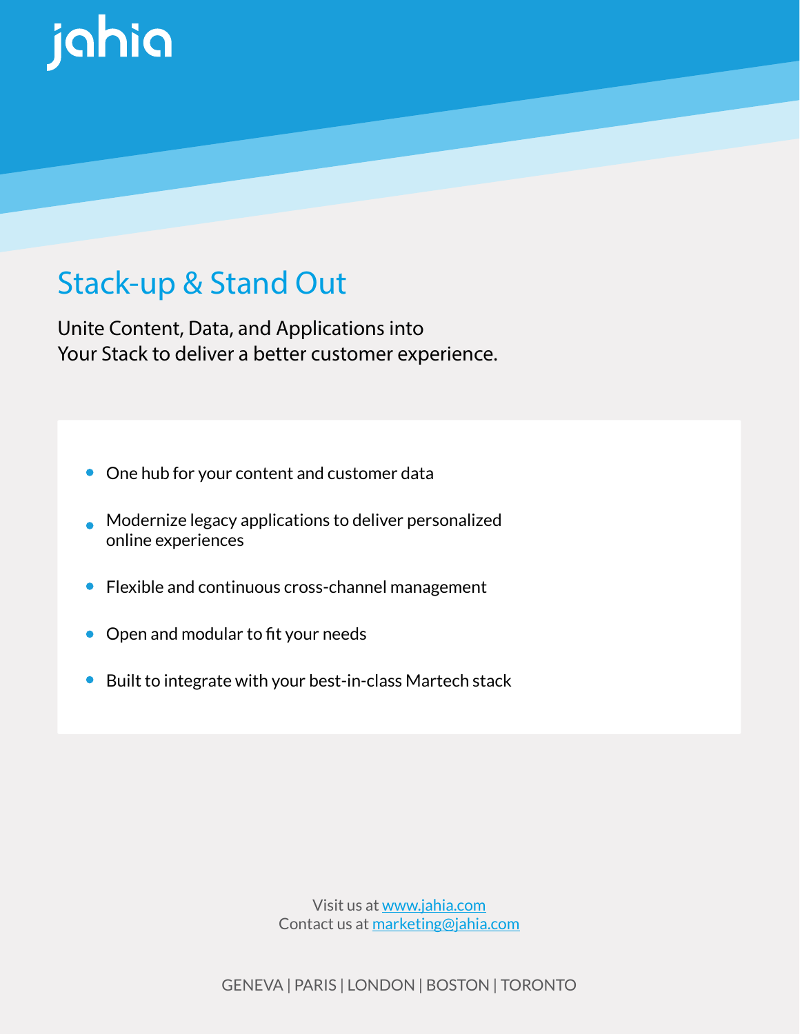jahia

# Stack-up & Stand Out

Unite Content, Data, and Applications into Your Stack to deliver a better customer experience.

- One hub for your content and customer data
- Modernize legacy applications to deliver personalized online experiences
- Flexible and continuous cross-channel management
- Open and modular to fit your needs
- Built to integrate with your best-in-class Martech stack

Visit us at [www.jahia.com](www.jahia.com)
Contact us at [marketing@jahia.com](mailto:marketing@jahia.com)

GENEVA | PARIS | LONDON | BOSTON | TORONTO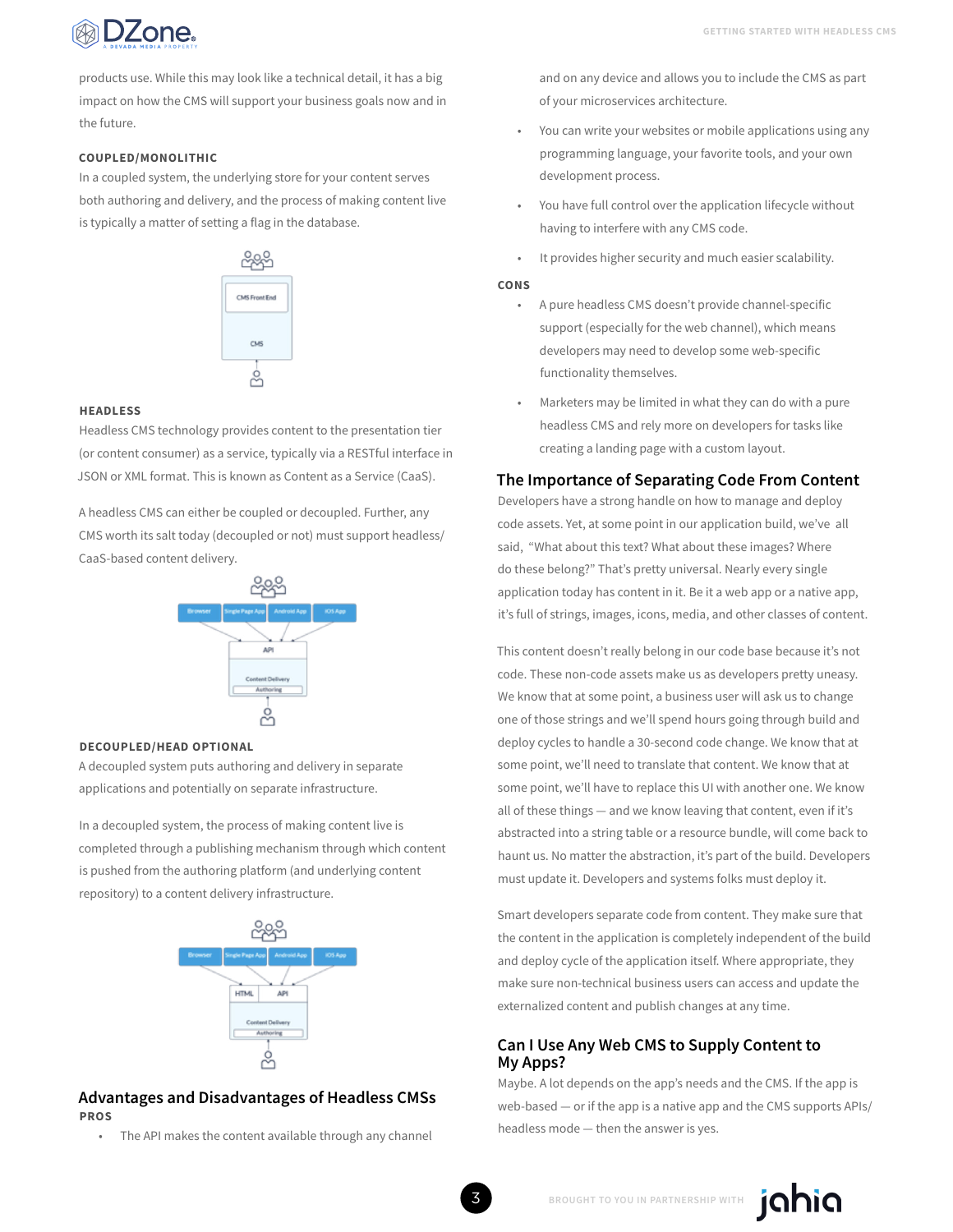products use. While this may look like a technical detail, it has a big impact on how the CMS will support your business goals now and in the future.

#### COUPLED/MONOLITHIC

In a coupled system, the underlying store for your content serves both authoring and delivery, and the process of making content live is typically a matter of setting a flag in the database.

#### HEADLESS

Headless CMS technology provides content to the presentation tier (or content consumer) as a service, typically via a RESTful interface in JSON or XML format. This is known as Content as a Service (CaaS).

A headless CMS can either be coupled or decoupled. Further, any CMS worth its salt today (decoupled or not) must support headless/CaaS-based content delivery.

#### DECOUPLED/HEAD OPTIONAL

A decoupled system puts authoring and delivery in separate applications and potentially on separate infrastructure.

In a decoupled system, the process of making content live is completed through a publishing mechanism through which content is pushed from the authoring platform (and underlying content repository) to a content delivery infrastructure.

## Advantages and Disadvantages of Headless CMSs

#### PROS

- The API makes the content available through any channel and on any device and allows you to include the CMS as part of your microservices architecture.
- You can write your websites or mobile applications using any programming language, your favorite tools, and your own development process.
- You have full control over the application lifecycle without having to interfere with any CMS code.
- It provides higher security and much easier scalability.

#### CONS

- A pure headless CMS doesn't provide channel-specific support (especially for the web channel), which means developers may need to develop some web-specific functionality themselves.
- Marketers may be limited in what they can do with a pure headless CMS and rely more on developers for tasks like creating a landing page with a custom layout.

## The Importance of Separating Code From Content

Developers have a strong handle on how to manage and deploy code assets. Yet, at some point in our application build, we've all said, "What about this text? What about these images? Where do these belong?" That's pretty universal. Nearly every single application today has content in it. Be it a web app or a native app, it's full of strings, images, icons, media, and other classes of content.

This content doesn't really belong in our code base because it's not code. These non-code assets make us as developers pretty uneasy. We know that at some point, a business user will ask us to change one of those strings and we'll spend hours going through build and deploy cycles to handle a 30-second code change. We know that at some point, we'll need to translate that content. We know that at some point, we'll have to replace this UI with another one. We know all of these things — and we know leaving that content, even if it's abstracted into a string table or a resource bundle, will come back to haunt us. No matter the abstraction, it's part of the build. Developers must update it. Developers and systems folks must deploy it.

Smart developers separate code from content. They make sure that the content in the application is completely independent of the build and deploy cycle of the application itself. Where appropriate, they make sure non-technical business users can access and update the externalized content and publish changes at any time.

## Can I Use Any Web CMS to Supply Content to My Apps?

Maybe. A lot depends on the app's needs and the CMS. If the app is web-based — or if the app is a native app and the CMS supports APIs/headless mode — then the answer is yes.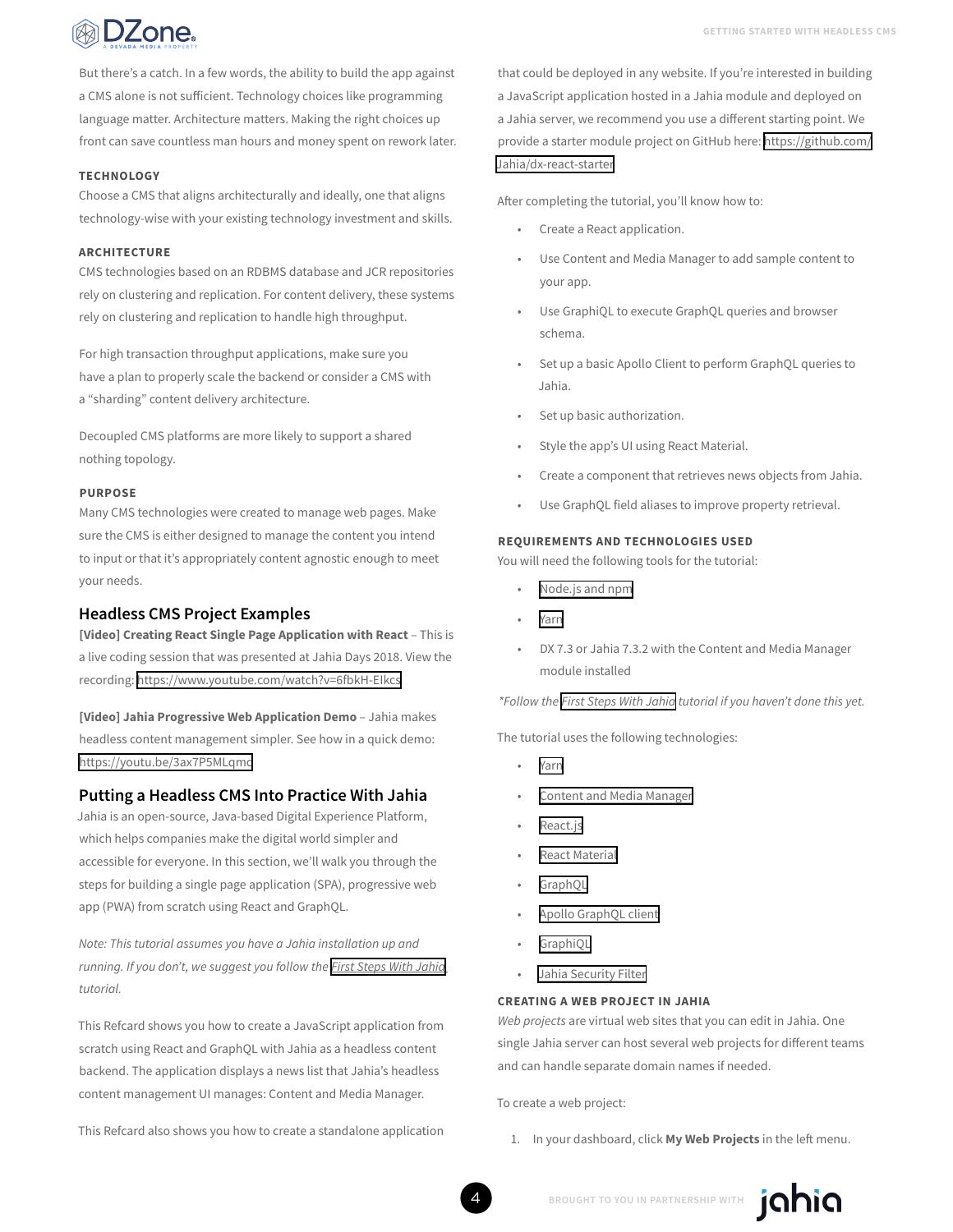But there's a catch. In a few words, the ability to build the app against a CMS alone is not sufficient. Technology choices like programming language matter. Architecture matters. Making the right choices up front can save countless man hours and money spent on rework later.

#### TECHNOLOGY

Choose a CMS that aligns architecturally and ideally, one that aligns technology-wise with your existing technology investment and skills.

#### ARCHITECTURE

CMS technologies based on an RDBMS database and JCR repositories rely on clustering and replication. For content delivery, these systems rely on clustering and replication to handle high throughput.

For high transaction throughput applications, make sure you have a plan to properly scale the backend or consider a CMS with a "sharding" content delivery architecture.

Decoupled CMS platforms are more likely to support a shared nothing topology.

#### PURPOSE

Many CMS technologies were created to manage web pages. Make sure the CMS is either designed to manage the content you intend to input or that it's appropriately content agnostic enough to meet your needs.

## Headless CMS Project Examples

**[Video] Creating React Single Page Application with React** – This is a live coding session that was presented at Jahia Days 2018. View the recording: https://www.youtube.com/watch?v=6fbkH-EIkcs

**[Video] Jahia Progressive Web Application Demo** – Jahia makes headless content management simpler. See how in a quick demo: https://youtu.be/3ax7P5MLqmc

## Putting a Headless CMS Into Practice With Jahia

Jahia is an open-source, Java-based Digital Experience Platform, which helps companies make the digital world simpler and accessible for everyone. In this section, we'll walk you through the steps for building a single page application (SPA), progressive web app (PWA) from scratch using React and GraphQL.

*Note: This tutorial assumes you have a Jahia installation up and running. If you don't, we suggest you follow the First Steps With Jahia tutorial.*

This Refcard shows you how to create a JavaScript application from scratch using React and GraphQL with Jahia as a headless content backend. The application displays a news list that Jahia's headless content management UI manages: Content and Media Manager.

This Refcard also shows you how to create a standalone application that could be deployed in any website. If you're interested in building a JavaScript application hosted in a Jahia module and deployed on a Jahia server, we recommend you use a different starting point. We provide a starter module project on GitHub here: https://github.com/Jahia/dx-react-starter

After completing the tutorial, you'll know how to:

- Create a React application.
- Use Content and Media Manager to add sample content to your app.
- Use GraphiQL to execute GraphQL queries and browser schema.
- Set up a basic Apollo Client to perform GraphQL queries to Jahia.
- Set up basic authorization.
- Style the app's UI using React Material.
- Create a component that retrieves news objects from Jahia.
- Use GraphQL field aliases to improve property retrieval.

#### REQUIREMENTS AND TECHNOLOGIES USED

You will need the following tools for the tutorial:

- Node.js and npm
- Yarn
- DX 7.3 or Jahia 7.3.2 with the Content and Media Manager module installed

*\*Follow the First Steps With Jahia tutorial if you haven't done this yet.*

The tutorial uses the following technologies:

- Yarn
- Content and Media Manager
- React.js
- React Material
- GraphQL
- Apollo GraphQL client
- GraphiQL
- Jahia Security Filter

#### CREATING A WEB PROJECT IN JAHIA

*Web projects* are virtual web sites that you can edit in Jahia. One single Jahia server can host several web projects for different teams and can handle separate domain names if needed.

To create a web project:

1. In your dashboard, click **My Web Projects** in the left menu.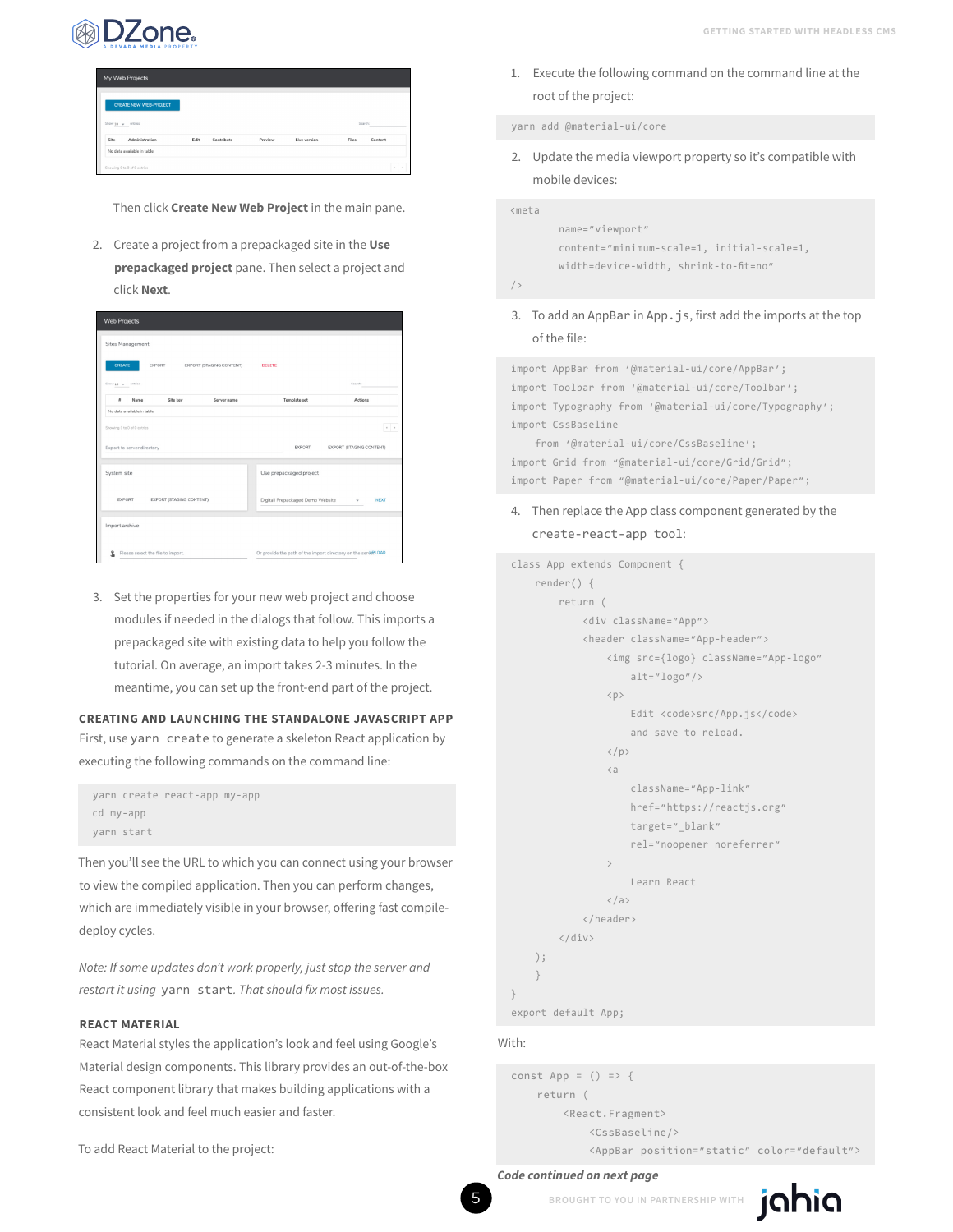Then click **Create New Web Project** in the main pane.

2. Create a project from a prepackaged site in the **Use prepackaged project** pane. Then select a project and click **Next**.

3. Set the properties for your new web project and choose modules if needed in the dialogs that follow. This imports a prepackaged site with existing data to help you follow the tutorial. On average, an import takes 2-3 minutes. In the meantime, you can set up the front-end part of the project.

### CREATING AND LAUNCHING THE STANDALONE JAVASCRIPT APP

First, use `yarn create` to generate a skeleton React application by executing the following commands on the command line:

```
yarn create react-app my-app
cd my-app
yarn start
```

Then you'll see the URL to which you can connect using your browser to view the compiled application. Then you can perform changes, which are immediately visible in your browser, offering fast compile-deploy cycles.

*Note: If some updates don't work properly, just stop the server and restart it using `yarn start`. That should fix most issues.*

### REACT MATERIAL

React Material styles the application's look and feel using Google's Material design components. This library provides an out-of-the-box React component library that makes building applications with a consistent look and feel much easier and faster.

To add React Material to the project:

1. Execute the following command on the command line at the root of the project:

```
yarn add @material-ui/core
```

2. Update the media viewport property so it's compatible with mobile devices:

```
<meta
        name="viewport"
        content="minimum-scale=1, initial-scale=1,
        width=device-width, shrink-to-fit=no"
/>
```

3. To add an AppBar in `App.js`, first add the imports at the top of the file:

```
import AppBar from '@material-ui/core/AppBar';
import Toolbar from '@material-ui/core/Toolbar';
import Typography from '@material-ui/core/Typography';
import CssBaseline
    from '@material-ui/core/CssBaseline';
import Grid from "@material-ui/core/Grid/Grid";
import Paper from "@material-ui/core/Paper/Paper";
```

4. Then replace the App class component generated by the `create-react-app tool`:

```
class App extends Component {
    render() {
        return (
            <div className="App">
            <header className="App-header">
                <img src={logo} className="App-logo"
                    alt="logo"/>
                <p>
                    Edit <code>src/App.js</code>
                    and save to reload.
                </p>
                <a
                    className="App-link"
                    href="https://reactjs.org"
                    target="_blank"
                    rel="noopener noreferrer"
                >
                    Learn React
                </a>
            </header>
            </div>
        );
    }
}
export default App;
```

With:

```
const App = () => {
    return (
        <React.Fragment>
            <CssBaseline/>
            <AppBar position="static" color="default">
```

***Code continued on next page***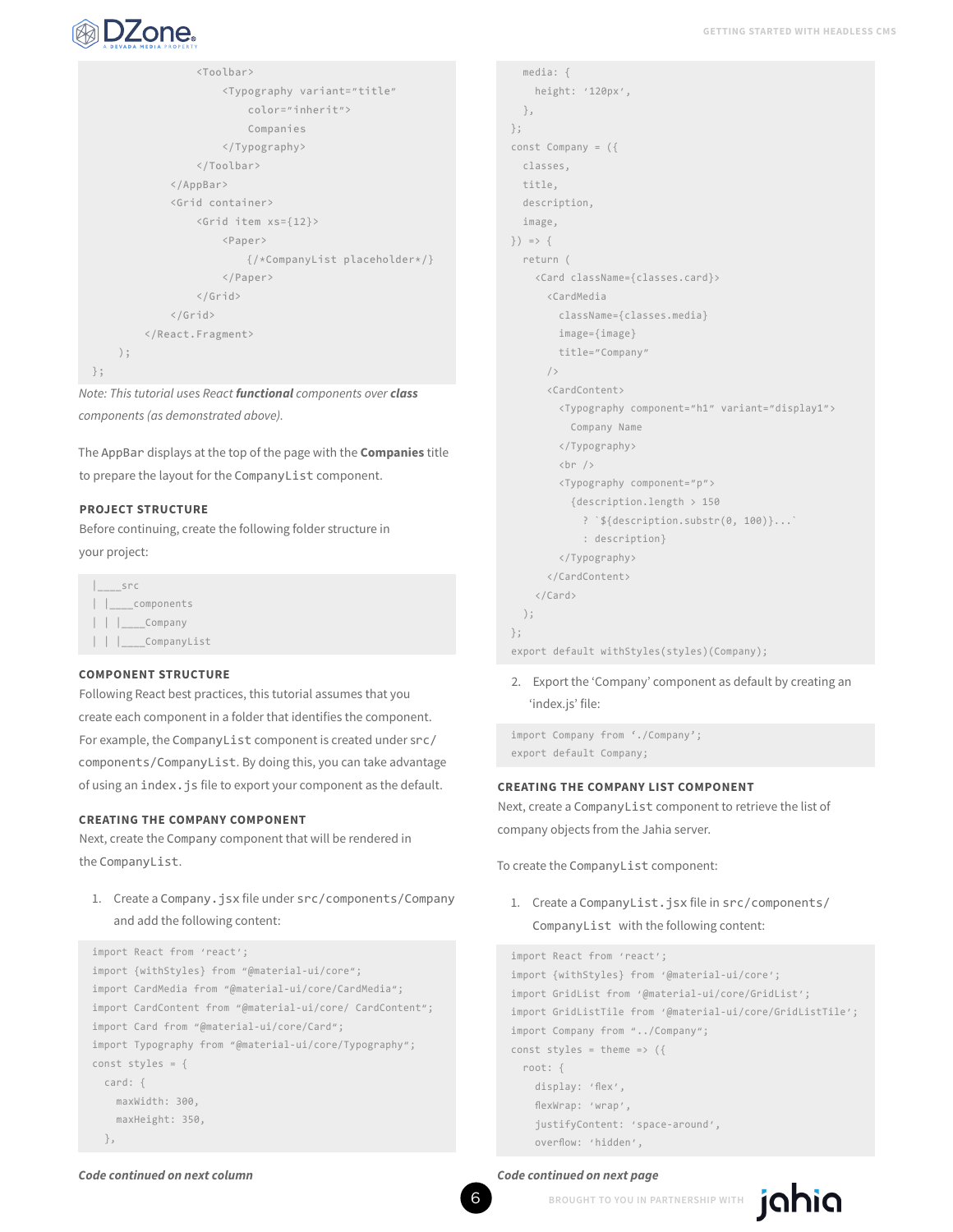```
                <Toolbar>
                    <Typography variant="title"
                        color="inherit">
                        Companies
                    </Typography>
                </Toolbar>
            </AppBar>
            <Grid container>
                <Grid item xs={12}>
                    <Paper>
                        {/*CompanyList placeholder*/}
                    </Paper>
                </Grid>
            </Grid>
        </React.Fragment>
    );
};
```

*Note: This tutorial uses React **functional** components over **class** components (as demonstrated above).*

The AppBar displays at the top of the page with the **Companies** title to prepare the layout for the `CompanyList` component.

### PROJECT STRUCTURE

Before continuing, create the following folder structure in your project:

```
|____src
| |____components
| | |____Company
| | |____CompanyList
```

### COMPONENT STRUCTURE

Following React best practices, this tutorial assumes that you create each component in a folder that identifies the component. For example, the `CompanyList` component is created under `src/components/CompanyList`. By doing this, you can take advantage of using an `index.js` file to export your component as the default.

### CREATING THE COMPANY COMPONENT

Next, create the Company component that will be rendered in the `CompanyList`.

1. Create a `Company.jsx` file under `src/components/Company` and add the following content:

```
import React from 'react';
import {withStyles} from "@material-ui/core";
import CardMedia from "@material-ui/core/CardMedia";
import CardContent from "@material-ui/core/ CardContent";
import Card from "@material-ui/core/Card";
import Typography from "@material-ui/core/Typography";
const styles = {
  card: {
    maxWidth: 300,
    maxHeight: 350,
  },
  media: {
    height: '120px',
  },
};
const Company = ({
  classes,
  title,
  description,
  image,
}) => {
  return (
    <Card className={classes.card}>
      <CardMedia
        className={classes.media}
        image={image}
        title="Company"
      />
      <CardContent>
        <Typography component="h1" variant="display1">
          Company Name
        </Typography>
        <br />
        <Typography component="p">
          {description.length > 150
            ? `${description.substr(0, 100)}...`
            : description}
        </Typography>
      </CardContent>
    </Card>
  );
};
export default withStyles(styles)(Company);
```

2. Export the 'Company' component as default by creating an 'index.js' file:

```
import Company from './Company';
export default Company;
```

### CREATING THE COMPANY LIST COMPONENT

Next, create a `CompanyList` component to retrieve the list of company objects from the Jahia server.

To create the `CompanyList` component:

1. Create a `CompanyList.jsx` file in `src/components/CompanyList` with the following content:

```
import React from 'react';
import {withStyles} from '@material-ui/core';
import GridList from '@material-ui/core/GridList';
import GridListTile from '@material-ui/core/GridListTile';
import Company from "../Company";
const styles = theme => ({
  root: {
    display: 'flex',
    flexWrap: 'wrap',
    justifyContent: 'space-around',
    overflow: 'hidden',
```

***Code continued on next page***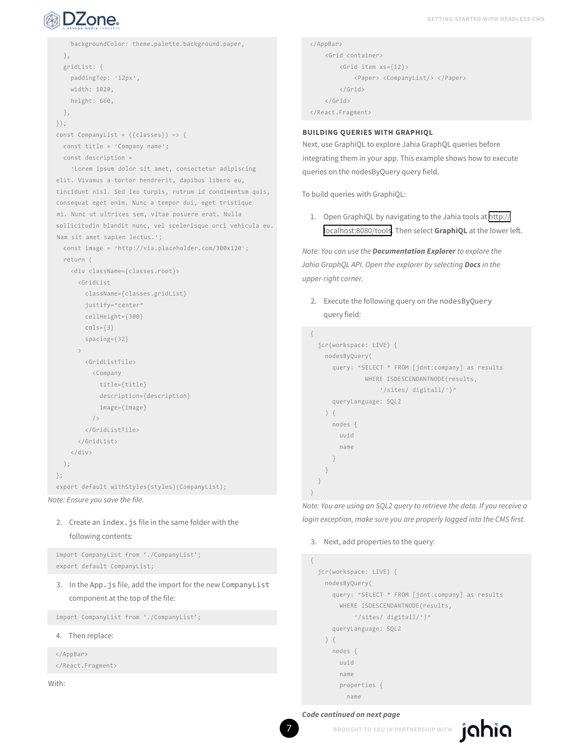```
    backgroundColor: theme.palette.background.paper,
  },
  gridList: {
    paddingTop: '12px',
    width: 1020,
    height: 660,
  },
});
const CompanyList = ({classes}) => {
  const title = 'Company name';
  const description =
    'Lorem ipsum dolor sit amet, consectetur adipiscing
elit. Vivamus a tortor hendrerit, dapibus libero eu,
tincidunt nisl. Sed leo turpis, rutrum id condimentum quis,
consequat eget enim. Nunc a tempor dui, eget tristique
mi. Nunc ut ultrices sem, vitae posuere erat. Nulla
sollicitudin blandit nunc, vel scelerisque orci vehicula eu.
Nam sit amet sapien lectus.';
  const image = 'http://via.placeholder.com/300x120';
  return (
    <div className={classes.root}>
      <GridList
        className={classes.gridList}
        justify="center"
        cellHeight={300}
        cols={3}
        spacing={32}
      >
        <GridListTile>
          <Company
            title={title}
            description={description}
            image={image}
          />
        </GridListTile>
      </GridList>
    </div>
  );
};
export default withStyles(styles)(CompanyList);
```

*Note: Ensure you save the file.*

2. Create an `index.js` file in the same folder with the following contents:

```
import CompanyList from './CompanyList';
export default CompanyList;
```

3. In the `App.js` file, add the import for the new `CompanyList` component at the top of the file:

```
import CompanyList from './CompanyList';
```

4. Then replace:

```
</AppBar>
</React.Fragment>
```

With:

```
</AppBar>
    <Grid container>
        <Grid item xs={12}>
            <Paper> <CompanyList/> </Paper>
        </Grid>
    </Grid>
</React.Fragment>
```

### BUILDING QUERIES WITH GRAPHIQL

Next, use GraphiQL to explore Jahia GraphQL queries before integrating them in your app. This example shows how to execute queries on the nodesByQuery query field.

To build queries with GraphiQL:

1. Open GraphiQL by navigating to the Jahia tools at http://localhost:8080/tools. Then select **GraphiQL** at the lower left.

*Note: You can use the **Documentation Explorer** to explore the Jahia GraphQL API. Open the explorer by selecting **Docs** in the upper-right corner.*

2. Execute the following query on the `nodesByQuery` query field:

```
{
  jcr(workspace: LIVE) {
    nodesByQuery(
      query: "SELECT * FROM [jdnt:company] as results
              WHERE ISDESCENDANTNODE(results,
                  '/sites/ digitall/')"
      queryLanguage: SQL2
    ) {
      nodes {
        uuid
        name
      }
    }
  }
}
```

*Note: You are using an SQL2 query to retrieve the data. If you receive a login exception, make sure you are properly logged into the CMS first.*

3. Next, add properties to the query:

```
{
  jcr(workspace: LIVE) {
    nodesByQuery(
      query: "SELECT * FROM [jdnt:company] as results
        WHERE ISDESCENDANTNODE(results,
            '/sites/ digitall/')"
      queryLanguage: SQL2
    ) {
      nodes {
        uuid
        name
        properties {
          name
```

***Code continued on next page***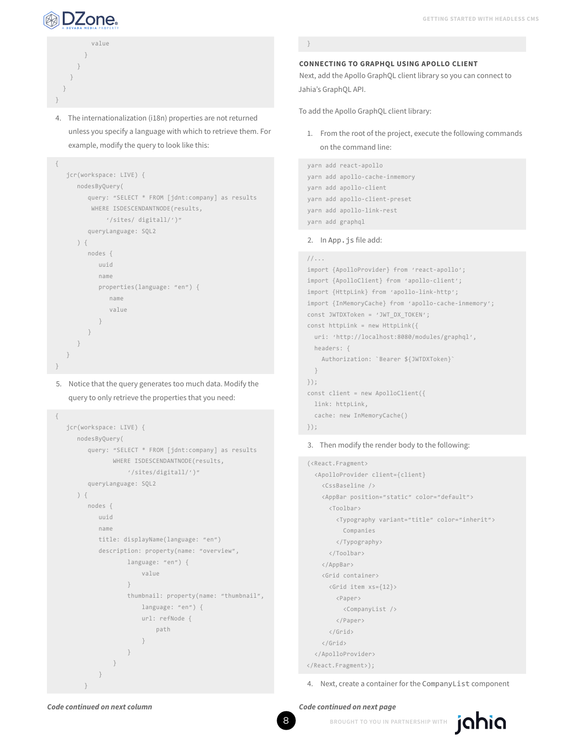```
            value
          }
        }
      }
    }
}
```

4. The internationalization (i18n) properties are not returned unless you specify a language with which to retrieve them. For example, modify the query to look like this:

```
{
   jcr(workspace: LIVE) {
      nodesByQuery(
         query: "SELECT * FROM [jdnt:company] as results
          WHERE ISDESCENDANTNODE(results,
              '/sites/ digitall/')"
         queryLanguage: SQL2
      ) {
         nodes {
            uuid
            name
            properties(language: "en") {
               name
               value
            }
         }
      }
   }
}
```

5. Notice that the query generates too much data. Modify the query to only retrieve the properties that you need:

```
{
   jcr(workspace: LIVE) {
      nodesByQuery(
         query: "SELECT * FROM [jdnt:company] as results
               WHERE ISDESCENDANTNODE(results,
                   '/sites/digitall/')"
         queryLanguage: SQL2
      ) {
         nodes {
            uuid
            name
            title: displayName(language: "en")
            description: property(name: "overview",
                    language: "en") {
                        value
                    }
                    thumbnail: property(name: "thumbnail",
                        language: "en") {
                        url: refNode {
                            path
                        }
                    }
                }
            }
        }
}
```

*Code continued on next column*

### CONNECTING TO GRAPHQL USING APOLLO CLIENT

Next, add the Apollo GraphQL client library so you can connect to Jahia's GraphQL API.

To add the Apollo GraphQL client library:

1. From the root of the project, execute the following commands on the command line:

```
yarn add react-apollo
yarn add apollo-cache-inmemory
yarn add apollo-client
yarn add apollo-client-preset
yarn add apollo-link-rest
yarn add graphql
```

2. In `App.js` file add:

```
//...
import {ApolloProvider} from 'react-apollo';
import {ApolloClient} from 'apollo-client';
import {HttpLink} from 'apollo-link-http';
import {InMemoryCache} from 'apollo-cache-inmemory';
const JWTDXToken = 'JWT_DX_TOKEN';
const httpLink = new HttpLink({
  uri: 'http://localhost:8080/modules/graphql',
  headers: {
    Authorization: `Bearer ${JWTDXToken}`
  }
});
const client = new ApolloClient({
  link: httpLink,
  cache: new InMemoryCache()
});
```

3. Then modify the render body to the following:

```
(<React.Fragment>
  <ApolloProvider client={client}>
    <CssBaseline />
    <AppBar position="static" color="default">
      <Toolbar>
        <Typography variant="title" color="inherit">
          Companies
        </Typography>
      </Toolbar>
    </AppBar>
    <Grid container>
      <Grid item xs={12}>
        <Paper>
          <CompanyList />
        </Paper>
      </Grid>
    </Grid>
  </ApolloProvider>
</React.Fragment>);
```

4. Next, create a container for the `CompanyList` component

*Code continued on next page*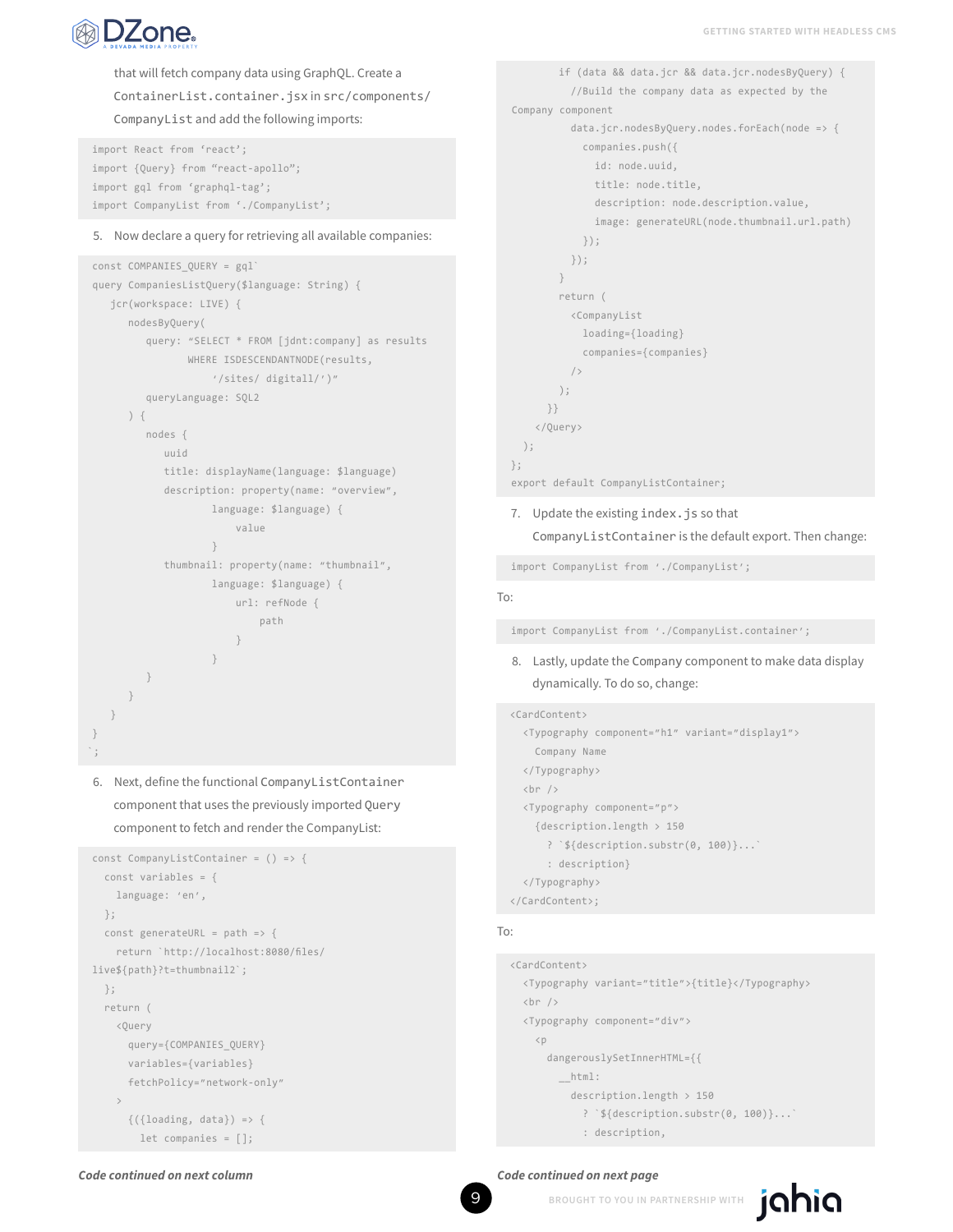that will fetch company data using GraphQL. Create a `ContainerList.container.jsx` in `src/components/CompanyList` and add the following imports:

```
import React from 'react';
import {Query} from "react-apollo";
import gql from 'graphql-tag';
import CompanyList from './CompanyList';
```

5. Now declare a query for retrieving all available companies:

```
const COMPANIES_QUERY = gql`
query CompaniesListQuery($language: String) {
   jcr(workspace: LIVE) {
      nodesByQuery(
         query: "SELECT * FROM [jdnt:company] as results
                WHERE ISDESCENDANTNODE(results,
                    '/sites/ digitall/')"
         queryLanguage: SQL2
      ) {
         nodes {
            uuid
            title: displayName(language: $language)
            description: property(name: "overview",
                    language: $language) {
                        value
                    }
            thumbnail: property(name: "thumbnail",
                    language: $language) {
                        url: refNode {
                            path
                        }
                    }
         }
      }
   }
}
`;
```

6. Next, define the functional `CompanyListContainer` component that uses the previously imported `Query` component to fetch and render the CompanyList:

```
const CompanyListContainer = () => {
  const variables = {
    language: 'en',
  };
  const generateURL = path => {
    return `http://localhost:8080/files/
live${path}?t=thumbnail2`;
  };
  return (
    <Query
      query={COMPANIES_QUERY}
      variables={variables}
      fetchPolicy="network-only"
    >
      {({loading, data}) => {
        let companies = [];
```

*Code continued on next column*

```
        if (data && data.jcr && data.jcr.nodesByQuery) {
          //Build the company data as expected by the
Company component
          data.jcr.nodesByQuery.nodes.forEach(node => {
            companies.push({
              id: node.uuid,
              title: node.title,
              description: node.description.value,
              image: generateURL(node.thumbnail.url.path)
            });
          });
        }
        return (
          <CompanyList
            loading={loading}
            companies={companies}
          />
        );
      }}
    </Query>
  );
};
export default CompanyListContainer;
```

7. Update the existing `index.js` so that `CompanyListContainer` is the default export. Then change:

```
import CompanyList from './CompanyList';
```

To:

```
import CompanyList from './CompanyList.container';
```

8. Lastly, update the `Company` component to make data display dynamically. To do so, change:

```
<CardContent>
  <Typography component="h1" variant="display1">
    Company Name
  </Typography>
  <br />
  <Typography component="p">
    {description.length > 150
      ? `${description.substr(0, 100)}...`
      : description}
  </Typography>
</CardContent>;
```

To:

```
<CardContent>
  <Typography variant="title">{title}</Typography>
  <br />
  <Typography component="div">
    <p
      dangerouslySetInnerHTML={{
        __html:
          description.length > 150
            ? `${description.substr(0, 100)}...`
            : description,
```

*Code continued on next page*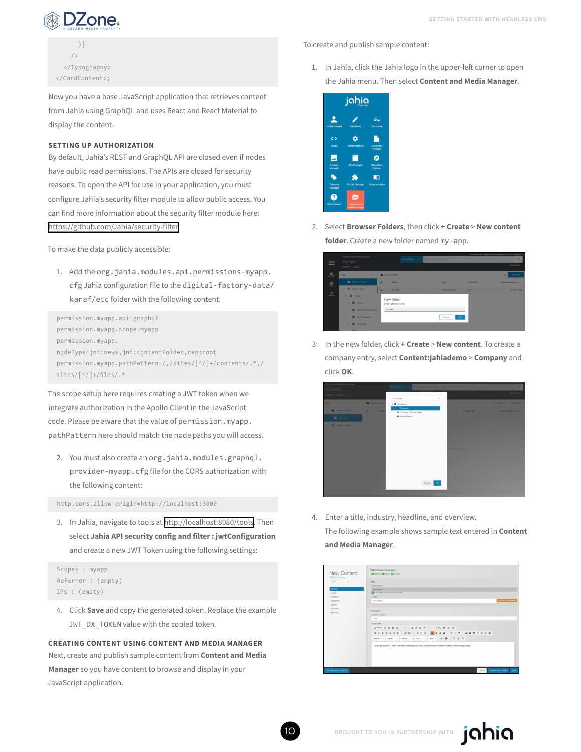```
          }}
        />
      </Typography>
    </CardContent>;
```

Now you have a base JavaScript application that retrieves content from Jahia using GraphQL and uses React and React Material to display the content.

### SETTING UP AUTHORIZATION

By default, Jahia's REST and GraphQL API are closed even if nodes have public read permissions. The APIs are closed for security reasons. To open the API for use in your application, you must configure Jahia's security filter module to allow public access. You can find more information about the security filter module here: https://github.com/Jahia/security-filter

To make the data publicly accessible:

1. Add the `org.jahia.modules.api.permissions-myapp.cfg` Jahia configuration file to the `digital-factory-data/karaf/etc` folder with the following content:

```
permission.myapp.api=graphql
permission.myapp.scope=myapp
permission.myapp.
nodeType=jnt:news,jnt:contentFolder,rep:root
permission.myapp.pathPattern=/,/sites/[^/]+/contents/.*,/
sites/[^/]+/files/.*
```

The scope setup here requires creating a JWT token when we integrate authorization in the Apollo Client in the JavaScript code. Please be aware that the value of `permission.myapp.pathPattern` here should match the node paths you will access.

2. You must also create an `org.jahia.modules.graphql.provider-myapp.cfg` file for the CORS authorization with the following content:

```
http.cors.allow-origin=http://localhost:3000
```

3. In Jahia, navigate to tools at http://localhost:8080/tools. Then select **Jahia API security config and filter : jwtConfiguration** and create a new JWT Token using the following settings:

```
Scopes : myapp
Referrer : (empty)
IPs : (empty)
```

4. Click **Save** and copy the generated token. Replace the example `JWT_DX_TOKEN` value with the copied token.

### CREATING CONTENT USING CONTENT AND MEDIA MANAGER

Next, create and publish sample content from **Content and Media Manager** so you have content to browse and display in your JavaScript application.

To create and publish sample content:

1. In Jahia, click the Jahia logo in the upper-left corner to open the Jahia menu. Then select **Content and Media Manager**.

2. Select **Browser Folders**, then click **+ Create** > **New content folder**. Create a new folder named `my-app`.

3. In the new folder, click **+ Create** > **New content**. To create a company entry, select **Content:jahiademo** > **Company** and click **OK**.

4. Enter a title, industry, headline, and overview. The following example shows sample text entered in **Content and Media Manager**.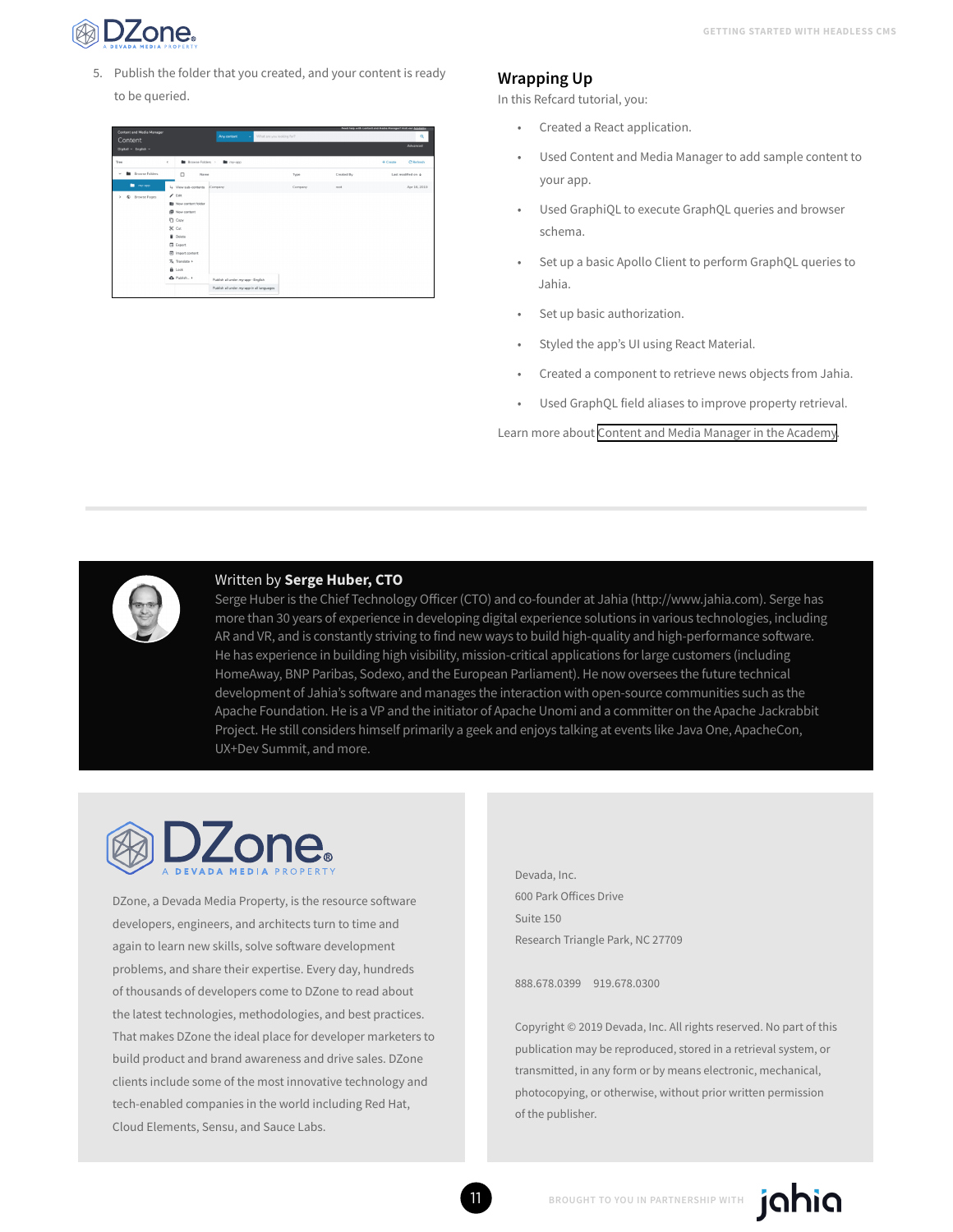5. Publish the folder that you created, and your content is ready to be queried.

## Wrapping Up

In this Refcard tutorial, you:

- Created a React application.
- Used Content and Media Manager to add sample content to your app.
- Used GraphiQL to execute GraphQL queries and browser schema.
- Set up a basic Apollo Client to perform GraphQL queries to Jahia.
- Set up basic authorization.
- Styled the app's UI using React Material.
- Created a component to retrieve news objects from Jahia.
- Used GraphQL field aliases to improve property retrieval.

Learn more about Content and Media Manager in the Academy.

Written by **Serge Huber, CTO**

Serge Huber is the Chief Technology Officer (CTO) and co-founder at Jahia (http://www.jahia.com). Serge has more than 30 years of experience in developing digital experience solutions in various technologies, including AR and VR, and is constantly striving to find new ways to build high-quality and high-performance software. He has experience in building high visibility, mission-critical applications for large customers (including HomeAway, BNP Paribas, Sodexo, and the European Parliament). He now oversees the future technical development of Jahia's software and manages the interaction with open-source communities such as the Apache Foundation. He is a VP and the initiator of Apache Unomi and a committer on the Apache Jackrabbit Project. He still considers himself primarily a geek and enjoys talking at events like Java One, ApacheCon, UX+Dev Summit, and more.

DZone, a Devada Media Property, is the resource software developers, engineers, and architects turn to time and again to learn new skills, solve software development problems, and share their expertise. Every day, hundreds of thousands of developers come to DZone to read about the latest technologies, methodologies, and best practices. That makes DZone the ideal place for developer marketers to build product and brand awareness and drive sales. DZone clients include some of the most innovative technology and tech-enabled companies in the world including Red Hat, Cloud Elements, Sensu, and Sauce Labs.

Devada, Inc.
600 Park Offices Drive
Suite 150
Research Triangle Park, NC 27709

888.678.0399 919.678.0300

Copyright © 2019 Devada, Inc. All rights reserved. No part of this publication may be reproduced, stored in a retrieval system, or transmitted, in any form or by means electronic, mechanical, photocopying, or otherwise, without prior written permission of the publisher.